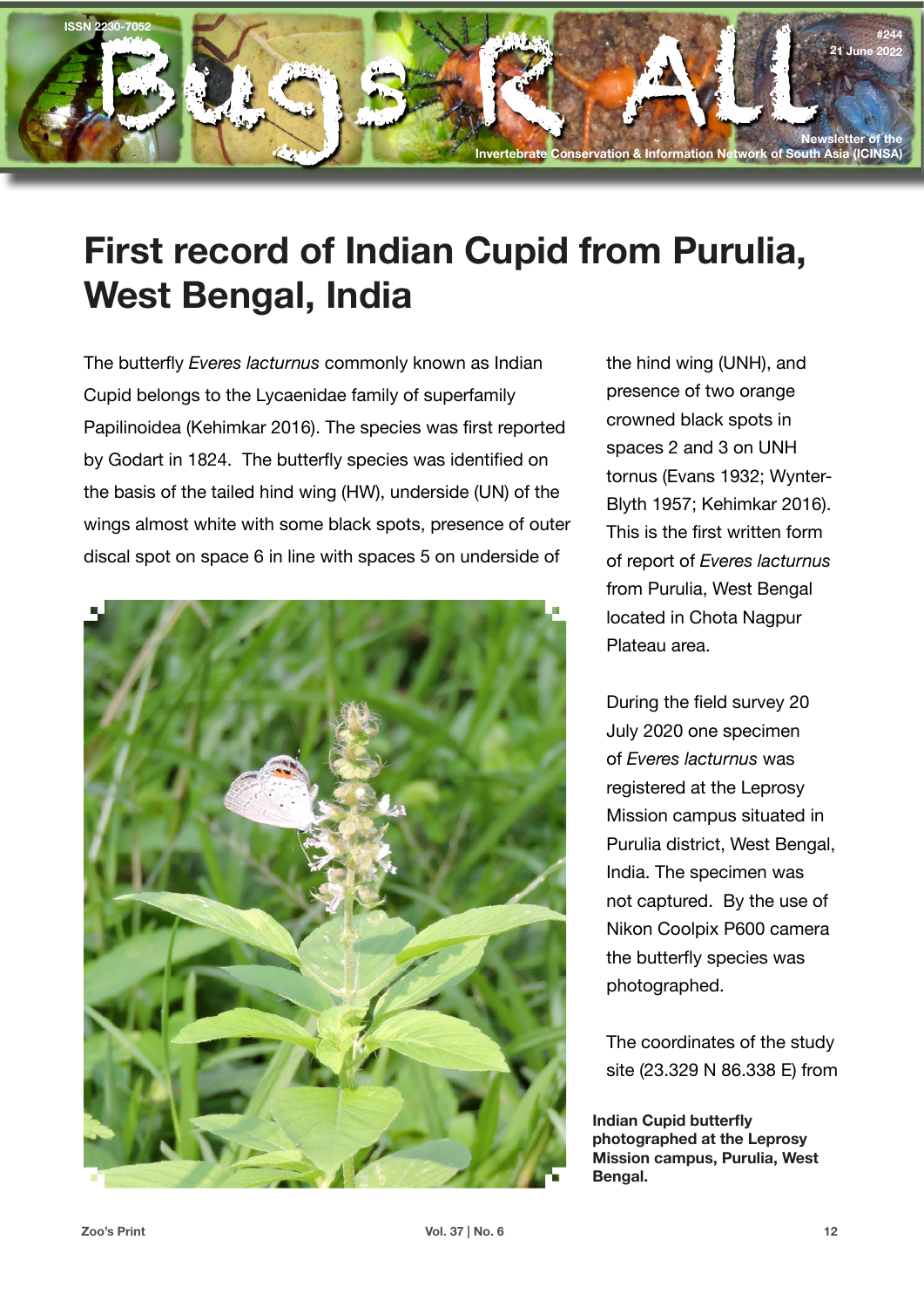# First record of Indian Cupid from Purulia, West Bengal, India

The butterfly *Everes lacturnus* commonly known as Indian Cupid belongs to the Lycaenidae family of superfamily Papilinoidea (Kehimkar 2016). The species was first reported by Godart in 1824. The butterfly species was identified on the basis of the tailed hind wing (HW), underside (UN) of the wings almost white with some black spots, presence of outer discal spot on space 6 in line with spaces 5 on underside of the hind wing (UNH), and presence of two orange crowned black spots in spaces 2 and 3 on UNH tornus (Evans 1932; Wynter-Blyth 1957; Kehimkar 2016). This is the first written form of report of *Everes lacturnus* from Purulia, West Bengal located in Chota Nagpur Plateau area.

During the field survey 20 July 2020 one specimen of *Everes lacturnus* was registered at the Leprosy Mission campus situated in Purulia district, West Bengal, India. The specimen was not captured. By the use of Nikon Coolpix P600 camera the butterfly species was photographed.

The coordinates of the study site (23.329 N 86.338 E) from

**Indian Cupid butterfly photographed at the Leprosy Mission campus, Purulia, West Bengal.**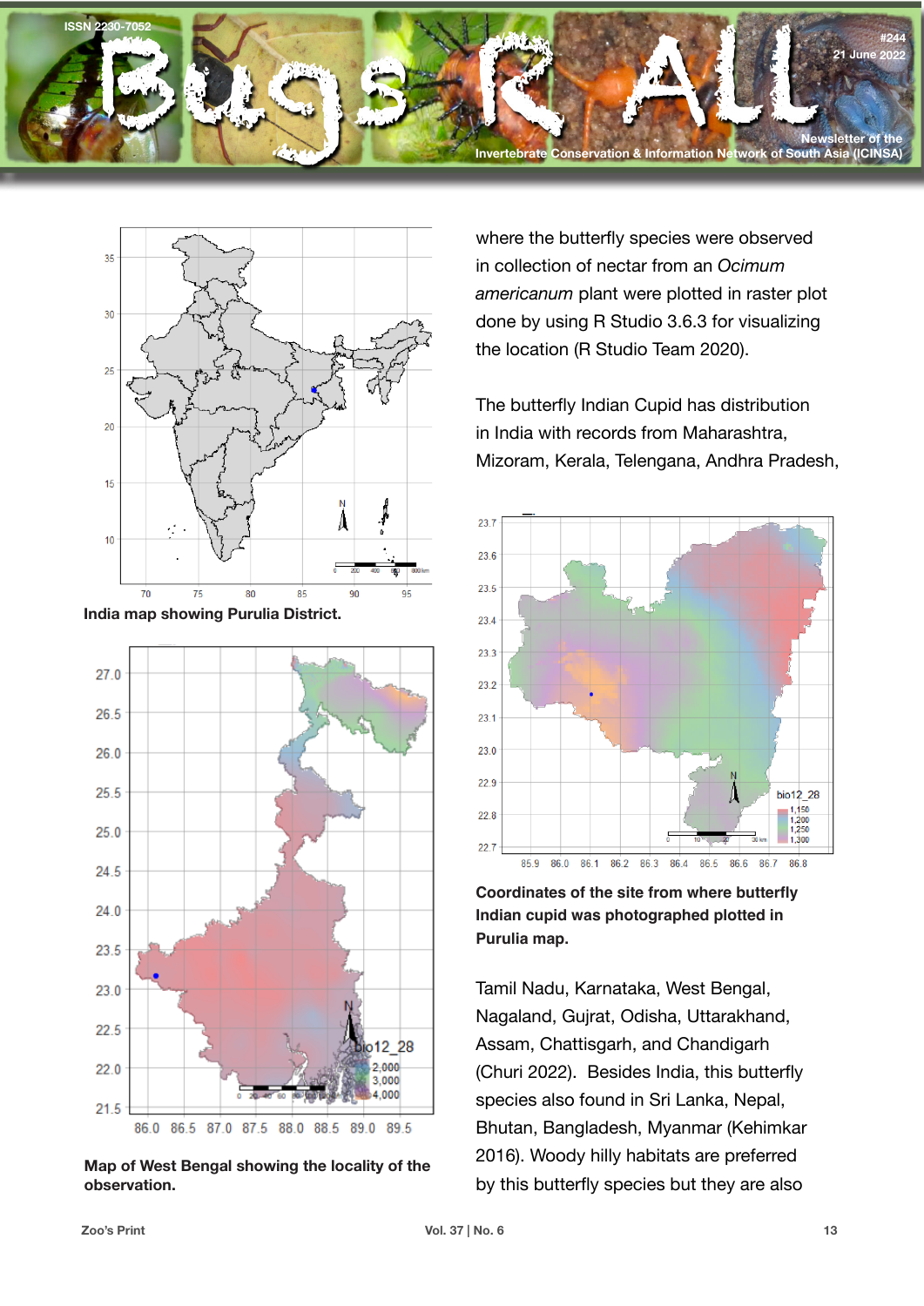India map showing Purulia District.

Map of West Bengal showing the locality of the observation.

where the butterfly species were observed in collection of nectar from an *Ocimum americanum* plant were plotted in raster plot done by using R Studio 3.6.3 for visualizing the location (R Studio Team 2020).

The butterfly Indian Cupid has distribution in India with records from Maharashtra, Mizoram, Kerala, Telengana, Andhra Pradesh,

**Coordinates of the site from where butterfly Indian cupid was photographed plotted in Purulia map.**

Tamil Nadu, Karnataka, West Bengal, Nagaland, Gujrat, Odisha, Uttarakhand, Assam, Chattisgarh, and Chandigarh (Churi 2022). Besides India, this butterfly species also found in Sri Lanka, Nepal, Bhutan, Bangladesh, Myanmar (Kehimkar 2016). Woody hilly habitats are preferred by this butterfly species but they are also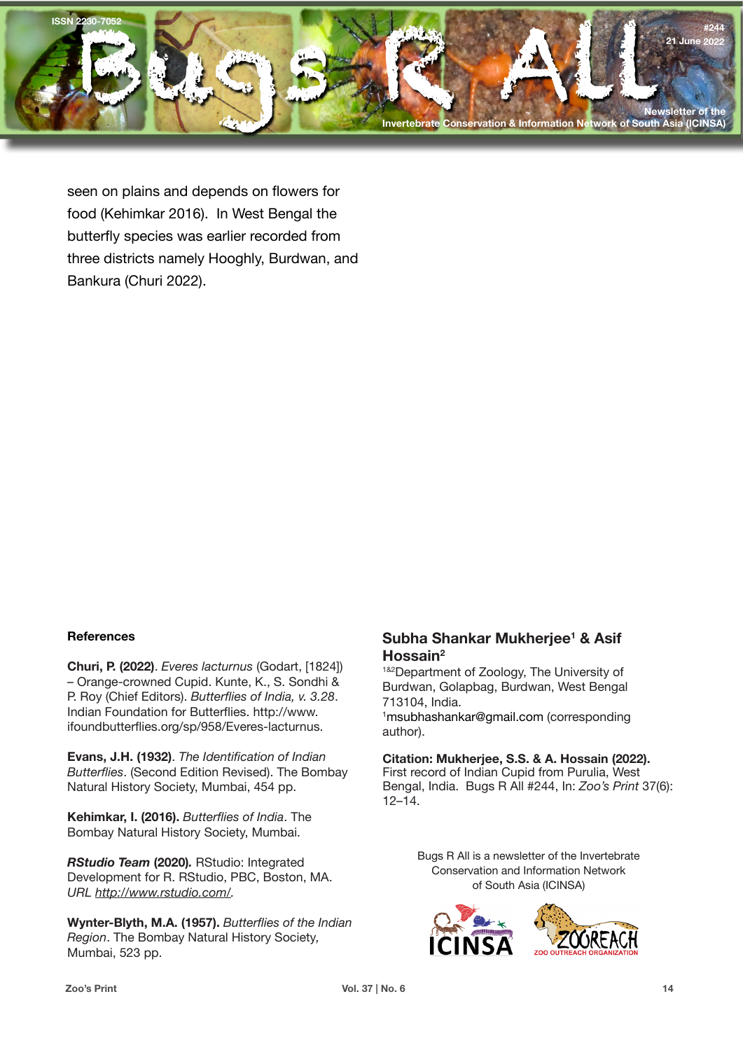seen on plains and depends on flowers for food (Kehimkar 2016). In West Bengal the butterfly species was earlier recorded from three districts namely Hooghly, Burdwan, and Bankura (Churi 2022).

**References**

**Churi, P. (2022)**. *Everes lacturnus* (Godart, [1824]) – Orange-crowned Cupid. Kunte, K., S. Sondhi & P. Roy (Chief Editors). *Butterflies of India, v. 3.28*. Indian Foundation for Butterflies. http://www.ifoundbutterflies.org/sp/958/Everes-lacturnus.

**Evans, J.H. (1932)**. *The Identification of Indian Butterflies*. (Second Edition Revised). The Bombay Natural History Society, Mumbai, 454 pp.

**Kehimkar, I. (2016).** *Butterflies of India*. The Bombay Natural History Society, Mumbai.

***RStudio Team* (2020).** RStudio: Integrated Development for R. RStudio, PBC, Boston, MA. *URL http://www.rstudio.com/.*

**Wynter-Blyth, M.A. (1957).** *Butterflies of the Indian Region*. The Bombay Natural History Society*,* Mumbai, 523 pp.

### Subha Shankar Mukherjee[1] & Asif Hossain[2]

[1&2]Department of Zoology, The University of Burdwan, Golapbag, Burdwan, West Bengal 713104, India.
[1]msubhashankar@gmail.com (corresponding author).

**Citation: Mukherjee, S.S. & A. Hossain (2022).** First record of Indian Cupid from Purulia, West Bengal, India. Bugs R All #244, In: *Zoo's Print* 37(6): 12–14.

Bugs R All is a newsletter of the Invertebrate Conservation and Information Network of South Asia (ICINSA)